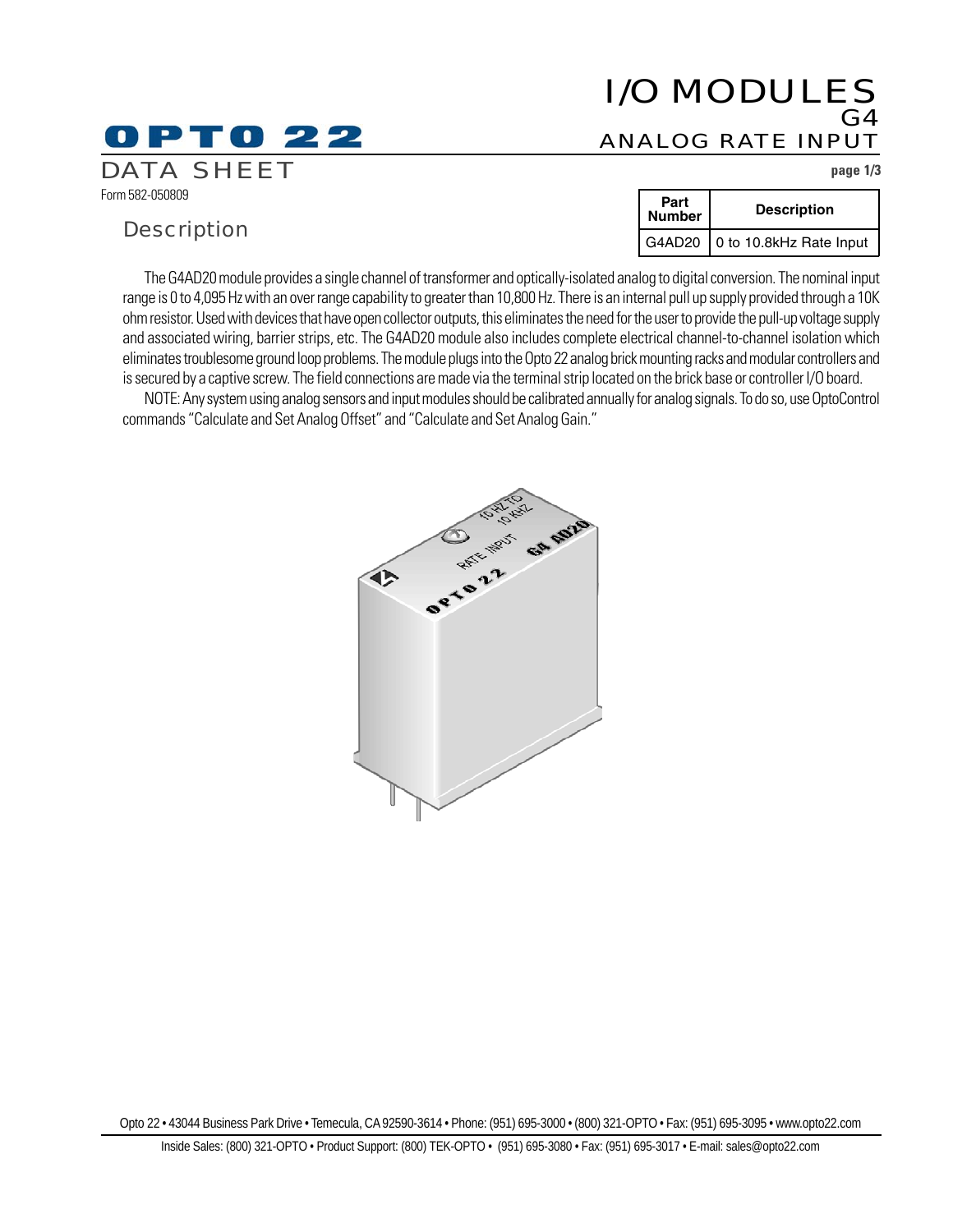# OPTO 22

## DATA SHEET

Form 582-050809

# I/O MODULES

G4

ANALOG RATE INPUT

## Description

| Part Number | Description |
| --- | --- |
| G4AD20 | 0 to 10.8kHz Rate Input |

The G4AD20 module provides a single channel of transformer and optically-isolated analog to digital conversion. The nominal input range is 0 to 4,095 Hz with an over range capability to greater than 10,800 Hz. There is an internal pull up supply provided through a 10K ohm resistor. Used with devices that have open collector outputs, this eliminates the need for the user to provide the pull-up voltage supply and associated wiring, barrier strips, etc. The G4AD20 module also includes complete electrical channel-to-channel isolation which eliminates troublesome ground loop problems. The module plugs into the Opto 22 analog brick mounting racks and modular controllers and is secured by a captive screw. The field connections are made via the terminal strip located on the brick base or controller I/O board.

NOTE: Any system using analog sensors and input modules should be calibrated annually for analog signals. To do so, use OptoControl commands "Calculate and Set Analog Offset" and "Calculate and Set Analog Gain."

Opto 22 • 43044 Business Park Drive • Temecula, CA 92590-3614 • Phone: (951) 695-3000 • (800) 321-OPTO • Fax: (951) 695-3095 • www.opto22.com

Inside Sales: (800) 321-OPTO • Product Support: (800) TEK-OPTO • (951) 695-3080 • Fax: (951) 695-3017 • E-mail: sales@opto22.com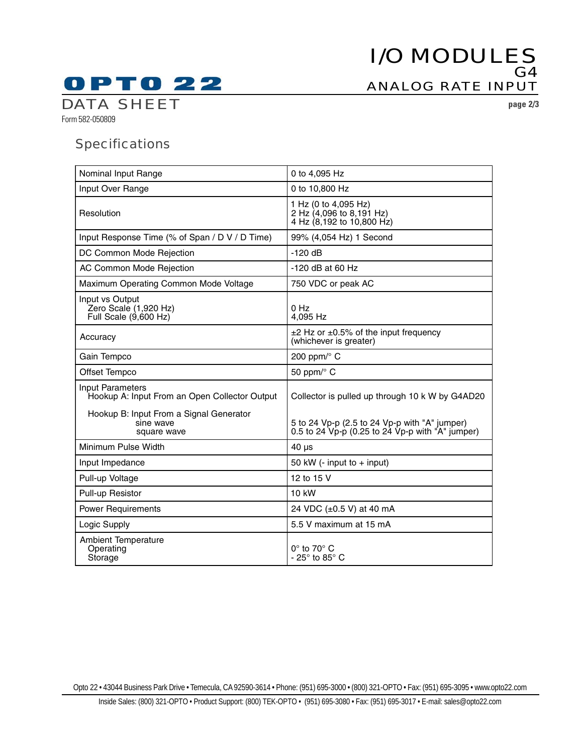## Specifications

| | |
|---|---|
| Nominal Input Range | 0 to 4,095 Hz |
| Input Over Range | 0 to 10,800 Hz |
| Resolution | 1 Hz (0 to 4,095 Hz)<br>2 Hz (4,096 to 8,191 Hz)<br>4 Hz (8,192 to 10,800 Hz) |
| Input Response Time (% of Span / D V / D Time) | 99% (4,054 Hz) 1 Second |
| DC Common Mode Rejection | -120 dB |
| AC Common Mode Rejection | -120 dB at 60 Hz |
| Maximum Operating Common Mode Voltage | 750 VDC or peak AC |
| Input vs Output<br>Zero Scale (1,920 Hz)<br>Full Scale (9,600 Hz) | <br>0 Hz<br>4,095 Hz |
| Accuracy | ±2 Hz or ±0.5% of the input frequency (whichever is greater) |
| Gain Tempco | 200 ppm/° C |
| Offset Tempco | 50 ppm/° C |
| Input Parameters<br>Hookup A: Input From an Open Collector Output<br><br>Hookup B: Input From a Signal Generator<br>sine wave<br>square wave | <br>Collector is pulled up through 10 k W by G4AD20<br><br><br>5 to 24 Vp-p (2.5 to 24 Vp-p with "A" jumper)<br>0.5 to 24 Vp-p (0.25 to 24 Vp-p with "A" jumper) |
| Minimum Pulse Width | 40 µs |
| Input Impedance | 50 kW (- input to + input) |
| Pull-up Voltage | 12 to 15 V |
| Pull-up Resistor | 10 kW |
| Power Requirements | 24 VDC (±0.5 V) at 40 mA |
| Logic Supply | 5.5 V maximum at 15 mA |
| Ambient Temperature<br>Operating<br>Storage | <br>0° to 70° C<br>- 25° to 85° C |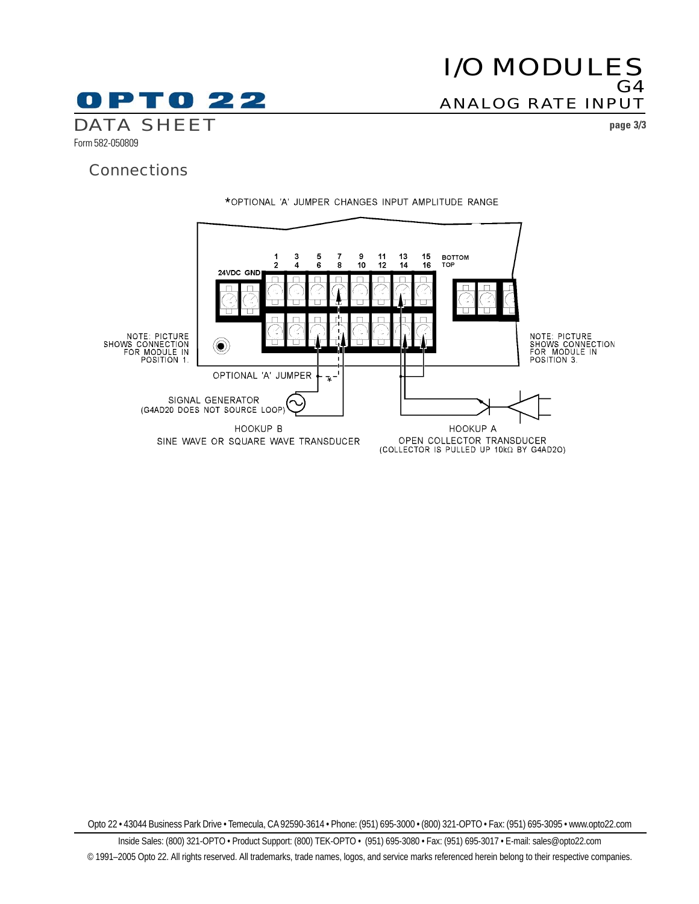## Connections

*OPTIONAL 'A' JUMPER CHANGES INPUT AMPLITUDE RANGE

1 3 5 7 9 11 13 15 BOTTOM
2 4 6 8 10 12 14 16 TOP

24VDC GND

NOTE: PICTURE SHOWS CONNECTION FOR MODULE IN POSITION 1.

NOTE: PICTURE SHOWS CONNECTION FOR MODULE IN POSITION 3.

OPTIONAL 'A' JUMPER

SIGNAL GENERATOR
(G4AD20 DOES NOT SOURCE LOOP)

HOOKUP B
SINE WAVE OR SQUARE WAVE TRANSDUCER

HOOKUP A
OPEN COLLECTOR TRANSDUCER
(COLLECTOR IS PULLED UP 10kΩ BY G4AD20)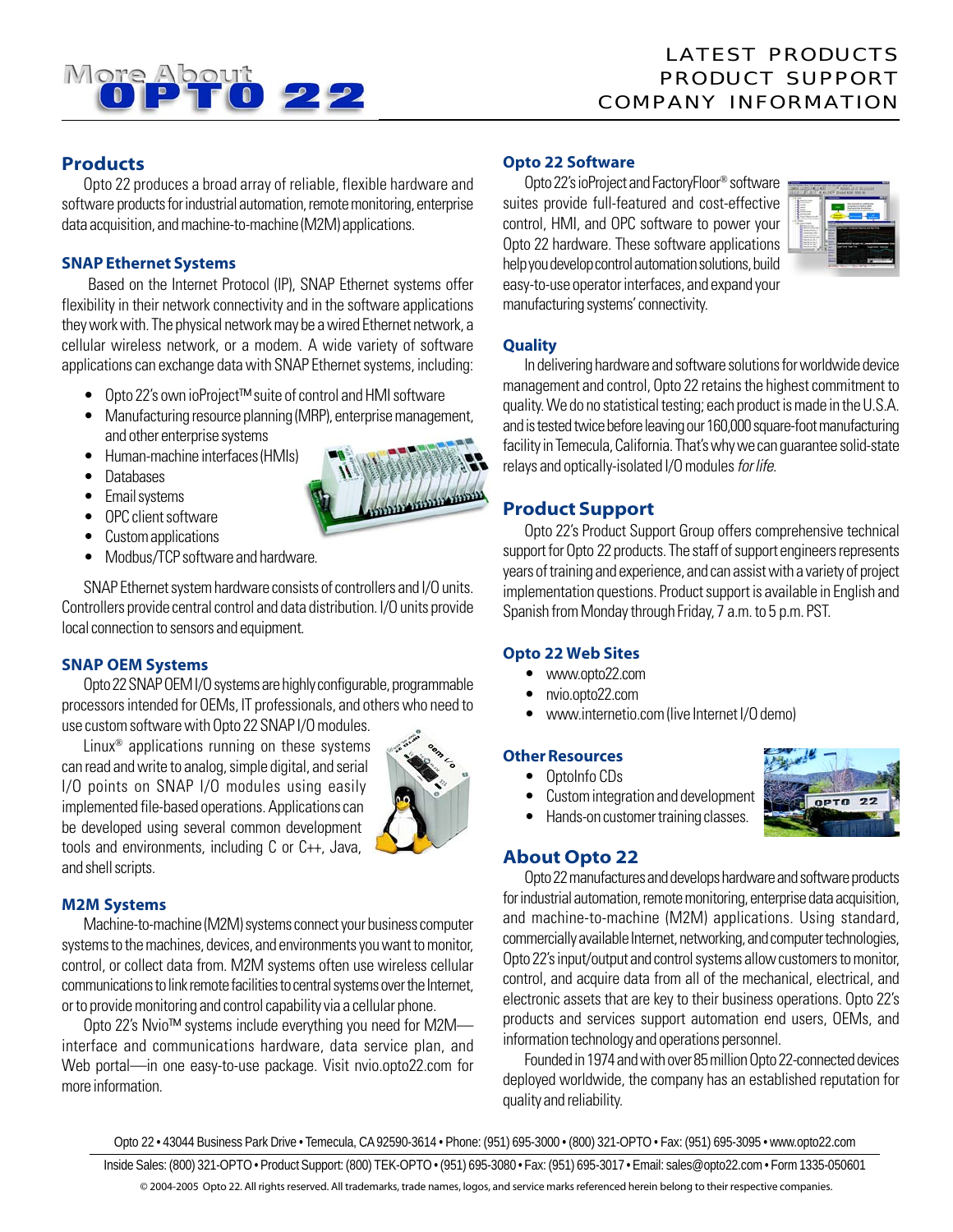# More About OPTO 22

LATEST PRODUCTS
PRODUCT SUPPORT
COMPANY INFORMATION

## Products

Opto 22 produces a broad array of reliable, flexible hardware and software products for industrial automation, remote monitoring, enterprise data acquisition, and machine-to-machine (M2M) applications.

### SNAP Ethernet Systems

Based on the Internet Protocol (IP), SNAP Ethernet systems offer flexibility in their network connectivity and in the software applications they work with. The physical network may be a wired Ethernet network, a cellular wireless network, or a modem. A wide variety of software applications can exchange data with SNAP Ethernet systems, including:

- Opto 22's own ioProject™ suite of control and HMI software
- Manufacturing resource planning (MRP), enterprise management, and other enterprise systems
- Human-machine interfaces (HMIs)
- Databases
- Email systems
- OPC client software
- Custom applications
- Modbus/TCP software and hardware.

SNAP Ethernet system hardware consists of controllers and I/O units. Controllers provide central control and data distribution. I/O units provide local connection to sensors and equipment.

### SNAP OEM Systems

Opto 22 SNAP OEM I/O systems are highly configurable, programmable processors intended for OEMs, IT professionals, and others who need to use custom software with Opto 22 SNAP I/O modules.

Linux® applications running on these systems can read and write to analog, simple digital, and serial I/O points on SNAP I/O modules using easily implemented file-based operations. Applications can be developed using several common development tools and environments, including C or C++, Java, and shell scripts.

### M2M Systems

Machine-to-machine (M2M) systems connect your business computer systems to the machines, devices, and environments you want to monitor, control, or collect data from. M2M systems often use wireless cellular communications to link remote facilities to central systems over the Internet, or to provide monitoring and control capability via a cellular phone.

Opto 22's Nvio™ systems include everything you need for M2M—interface and communications hardware, data service plan, and Web portal—in one easy-to-use package. Visit nvio.opto22.com for more information.

### Opto 22 Software

Opto 22's ioProject and FactoryFloor® software suites provide full-featured and cost-effective control, HMI, and OPC software to power your Opto 22 hardware. These software applications help you develop control automation solutions, build easy-to-use operator interfaces, and expand your manufacturing systems' connectivity.

### Quality

In delivering hardware and software solutions for worldwide device management and control, Opto 22 retains the highest commitment to quality. We do no statistical testing; each product is made in the U.S.A. and is tested twice before leaving our 160,000 square-foot manufacturing facility in Temecula, California. That's why we can guarantee solid-state relays and optically-isolated I/O modules *for life*.

## Product Support

Opto 22's Product Support Group offers comprehensive technical support for Opto 22 products. The staff of support engineers represents years of training and experience, and can assist with a variety of project implementation questions. Product support is available in English and Spanish from Monday through Friday, 7 a.m. to 5 p.m. PST.

### Opto 22 Web Sites

- www.opto22.com
- nvio.opto22.com
- www.internetio.com (live Internet I/O demo)

### Other Resources

- OptoInfo CDs
- Custom integration and development
- Hands-on customer training classes.

## About Opto 22

Opto 22 manufactures and develops hardware and software products for industrial automation, remote monitoring, enterprise data acquisition, and machine-to-machine (M2M) applications. Using standard, commercially available Internet, networking, and computer technologies, Opto 22's input/output and control systems allow customers to monitor, control, and acquire data from all of the mechanical, electrical, and electronic assets that are key to their business operations. Opto 22's products and services support automation end users, OEMs, and information technology and operations personnel.

Founded in 1974 and with over 85 million Opto 22-connected devices deployed worldwide, the company has an established reputation for quality and reliability.

Opto 22 • 43044 Business Park Drive • Temecula, CA 92590-3614 • Phone: (951) 695-3000 • (800) 321-OPTO • Fax: (951) 695-3095 • www.opto22.com

Inside Sales: (800) 321-OPTO • Product Support: (800) TEK-OPTO • (951) 695-3080 • Fax: (951) 695-3017 • Email: sales@opto22.com • Form 1335-050601

© 2004-2005 Opto 22. All rights reserved. All trademarks, trade names, logos, and service marks referenced herein belong to their respective companies.